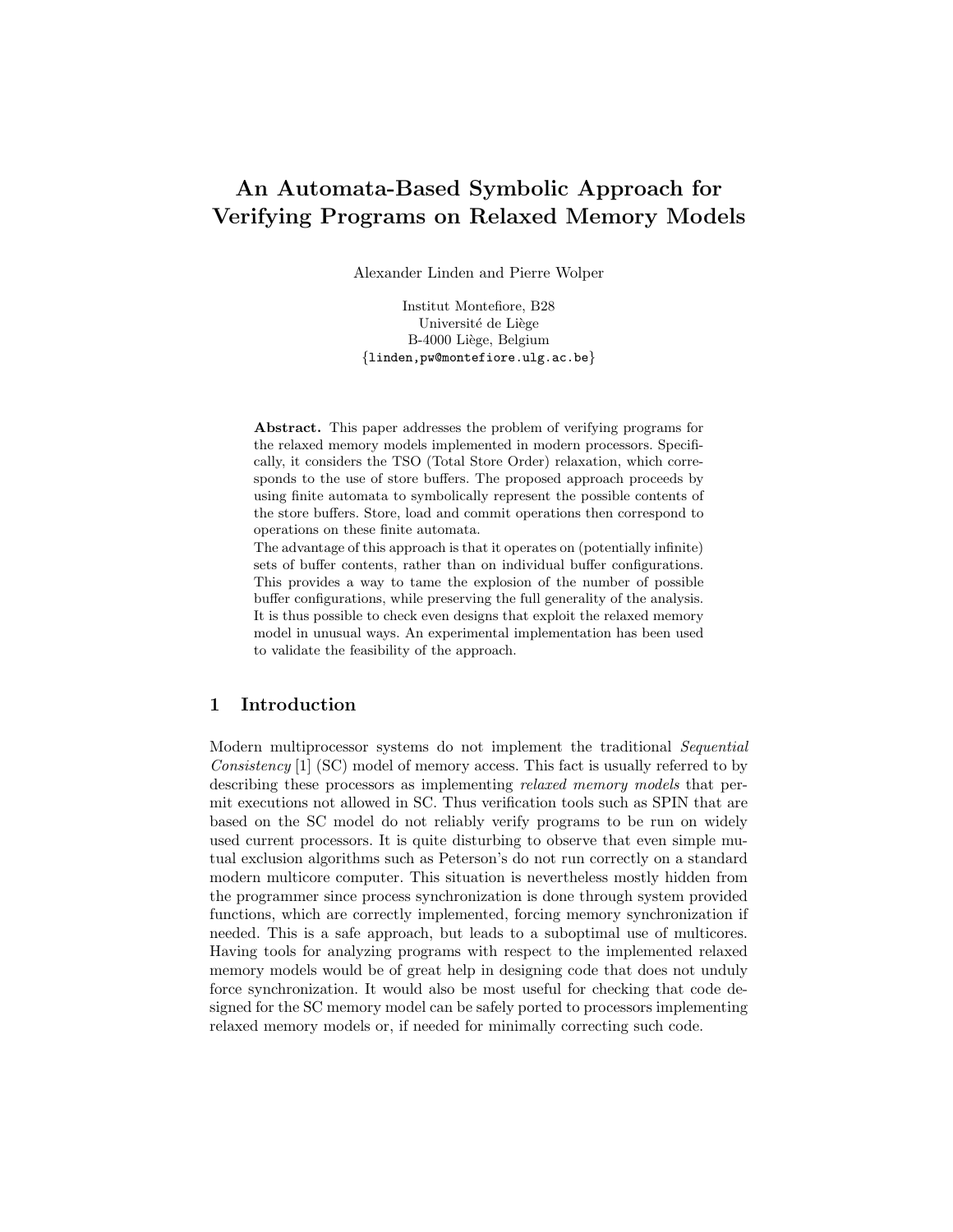# An Automata-Based Symbolic Approach for Verifying Programs on Relaxed Memory Models

Alexander Linden and Pierre Wolper

Institut Montefiore, B28
Université de Liège
B-4000 Liège, Belgium
{linden,pw@montefiore.ulg.ac.be}

**Abstract.** This paper addresses the problem of verifying programs for the relaxed memory models implemented in modern processors. Specifically, it considers the TSO (Total Store Order) relaxation, which corresponds to the use of store buffers. The proposed approach proceeds by using finite automata to symbolically represent the possible contents of the store buffers. Store, load and commit operations then correspond to operations on these finite automata.
The advantage of this approach is that it operates on (potentially infinite) sets of buffer contents, rather than on individual buffer configurations. This provides a way to tame the explosion of the number of possible buffer configurations, while preserving the full generality of the analysis. It is thus possible to check even designs that exploit the relaxed memory model in unusual ways. An experimental implementation has been used to validate the feasibility of the approach.

## 1 Introduction

Modern multiprocessor systems do not implement the traditional *Sequential Consistency* [1] (SC) model of memory access. This fact is usually referred to by describing these processors as implementing *relaxed memory models* that permit executions not allowed in SC. Thus verification tools such as SPIN that are based on the SC model do not reliably verify programs to be run on widely used current processors. It is quite disturbing to observe that even simple mutual exclusion algorithms such as Peterson's do not run correctly on a standard modern multicore computer. This situation is nevertheless mostly hidden from the programmer since process synchronization is done through system provided functions, which are correctly implemented, forcing memory synchronization if needed. This is a safe approach, but leads to a suboptimal use of multicores. Having tools for analyzing programs with respect to the implemented relaxed memory models would be of great help in designing code that does not unduly force synchronization. It would also be most useful for checking that code designed for the SC memory model can be safely ported to processors implementing relaxed memory models or, if needed for minimally correcting such code.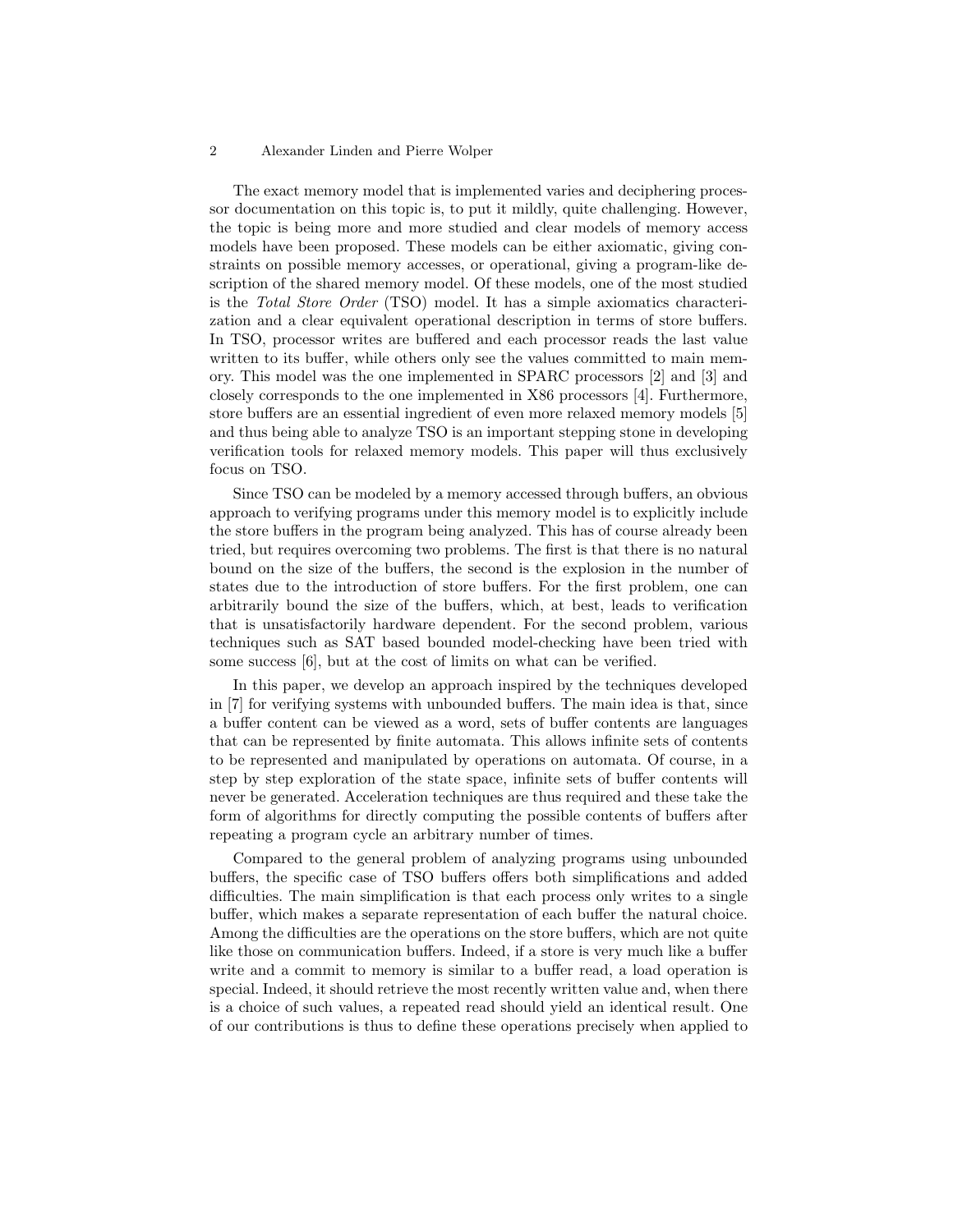The exact memory model that is implemented varies and deciphering processor documentation on this topic is, to put it mildly, quite challenging. However, the topic is being more and more studied and clear models of memory access models have been proposed. These models can be either axiomatic, giving constraints on possible memory accesses, or operational, giving a program-like description of the shared memory model. Of these models, one of the most studied is the *Total Store Order* (TSO) model. It has a simple axiomatics characterization and a clear equivalent operational description in terms of store buffers. In TSO, processor writes are buffered and each processor reads the last value written to its buffer, while others only see the values committed to main memory. This model was the one implemented in SPARC processors [2] and [3] and closely corresponds to the one implemented in X86 processors [4]. Furthermore, store buffers are an essential ingredient of even more relaxed memory models [5] and thus being able to analyze TSO is an important stepping stone in developing verification tools for relaxed memory models. This paper will thus exclusively focus on TSO.

Since TSO can be modeled by a memory accessed through buffers, an obvious approach to verifying programs under this memory model is to explicitly include the store buffers in the program being analyzed. This has of course already been tried, but requires overcoming two problems. The first is that there is no natural bound on the size of the buffers, the second is the explosion in the number of states due to the introduction of store buffers. For the first problem, one can arbitrarily bound the size of the buffers, which, at best, leads to verification that is unsatisfactorily hardware dependent. For the second problem, various techniques such as SAT based bounded model-checking have been tried with some success [6], but at the cost of limits on what can be verified.

In this paper, we develop an approach inspired by the techniques developed in [7] for verifying systems with unbounded buffers. The main idea is that, since a buffer content can be viewed as a word, sets of buffer contents are languages that can be represented by finite automata. This allows infinite sets of contents to be represented and manipulated by operations on automata. Of course, in a step by step exploration of the state space, infinite sets of buffer contents will never be generated. Acceleration techniques are thus required and these take the form of algorithms for directly computing the possible contents of buffers after repeating a program cycle an arbitrary number of times.

Compared to the general problem of analyzing programs using unbounded buffers, the specific case of TSO buffers offers both simplifications and added difficulties. The main simplification is that each process only writes to a single buffer, which makes a separate representation of each buffer the natural choice. Among the difficulties are the operations on the store buffers, which are not quite like those on communication buffers. Indeed, if a store is very much like a buffer write and a commit to memory is similar to a buffer read, a load operation is special. Indeed, it should retrieve the most recently written value and, when there is a choice of such values, a repeated read should yield an identical result. One of our contributions is thus to define these operations precisely when applied to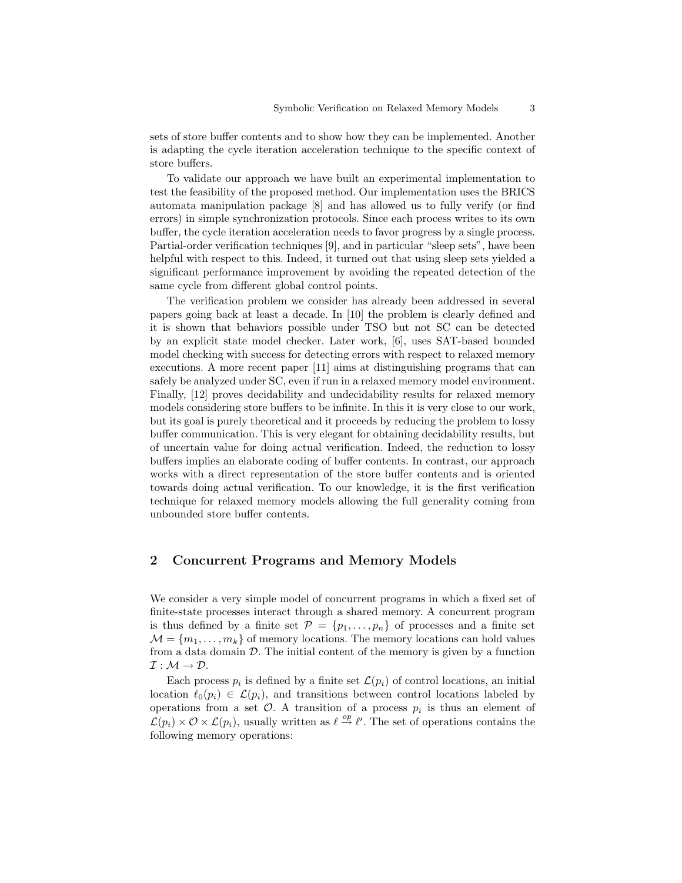sets of store buffer contents and to show how they can be implemented. Another is adapting the cycle iteration acceleration technique to the specific context of store buffers.

To validate our approach we have built an experimental implementation to test the feasibility of the proposed method. Our implementation uses the BRICS automata manipulation package [8] and has allowed us to fully verify (or find errors) in simple synchronization protocols. Since each process writes to its own buffer, the cycle iteration acceleration needs to favor progress by a single process. Partial-order verification techniques [9], and in particular "sleep sets", have been helpful with respect to this. Indeed, it turned out that using sleep sets yielded a significant performance improvement by avoiding the repeated detection of the same cycle from different global control points.

The verification problem we consider has already been addressed in several papers going back at least a decade. In [10] the problem is clearly defined and it is shown that behaviors possible under TSO but not SC can be detected by an explicit state model checker. Later work, [6], uses SAT-based bounded model checking with success for detecting errors with respect to relaxed memory executions. A more recent paper [11] aims at distinguishing programs that can safely be analyzed under SC, even if run in a relaxed memory model environment. Finally, [12] proves decidability and undecidability results for relaxed memory models considering store buffers to be infinite. In this it is very close to our work, but its goal is purely theoretical and it proceeds by reducing the problem to lossy buffer communication. This is very elegant for obtaining decidability results, but of uncertain value for doing actual verification. Indeed, the reduction to lossy buffers implies an elaborate coding of buffer contents. In contrast, our approach works with a direct representation of the store buffer contents and is oriented towards doing actual verification. To our knowledge, it is the first verification technique for relaxed memory models allowing the full generality coming from unbounded store buffer contents.

## 2 Concurrent Programs and Memory Models

We consider a very simple model of concurrent programs in which a fixed set of finite-state processes interact through a shared memory. A concurrent program is thus defined by a finite set $\mathcal{P} = \{p_1, \ldots, p_n\}$ of processes and a finite set $\mathcal{M} = \{m_1, \ldots, m_k\}$ of memory locations. The memory locations can hold values from a data domain $\mathcal{D}$. The initial content of the memory is given by a function $\mathcal{I} : \mathcal{M} \rightarrow \mathcal{D}$.

Each process $p_i$ is defined by a finite set $\mathcal{L}(p_i)$ of control locations, an initial location $\ell_0(p_i) \in \mathcal{L}(p_i)$, and transitions between control locations labeled by operations from a set $\mathcal{O}$. A transition of a process $p_i$ is thus an element of $\mathcal{L}(p_i) \times \mathcal{O} \times \mathcal{L}(p_i)$, usually written as $\ell \xrightarrow{op} \ell'$. The set of operations contains the following memory operations: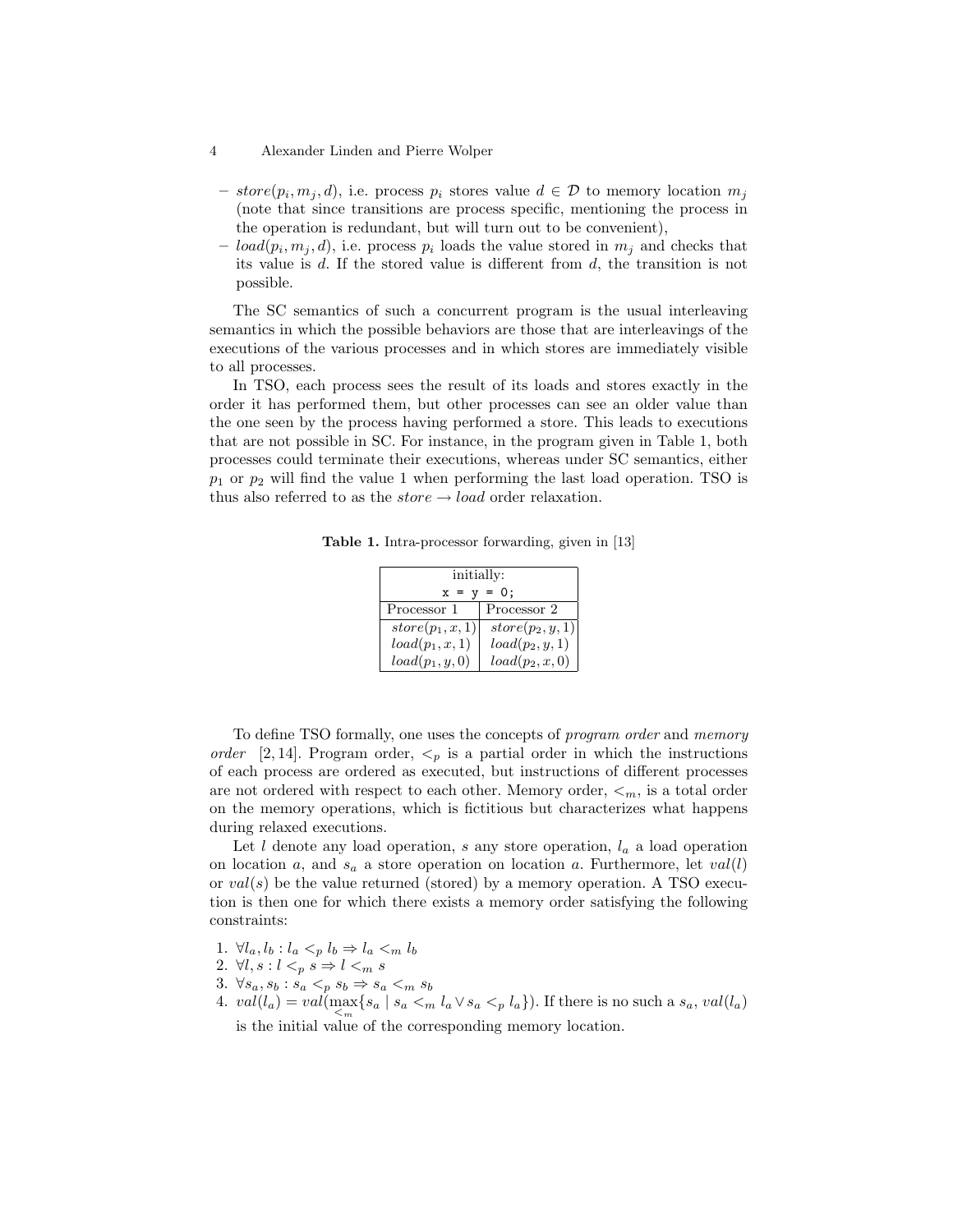- $store(p_i, m_j, d)$, i.e. process $p_i$ stores value $d \in \mathcal{D}$ to memory location $m_j$ (note that since transitions are process specific, mentioning the process in the operation is redundant, but will turn out to be convenient),
- $load(p_i, m_j, d)$, i.e. process $p_i$ loads the value stored in $m_j$ and checks that its value is $d$. If the stored value is different from $d$, the transition is not possible.

The SC semantics of such a concurrent program is the usual interleaving semantics in which the possible behaviors are those that are interleavings of the executions of the various processes and in which stores are immediately visible to all processes.

In TSO, each process sees the result of its loads and stores exactly in the order it has performed them, but other processes can see an older value than the one seen by the process having performed a store. This leads to executions that are not possible in SC. For instance, in the program given in Table 1, both processes could terminate their executions, whereas under SC semantics, either $p_1$ or $p_2$ will find the value 1 when performing the last load operation. TSO is thus also referred to as the *store* $\rightarrow$ *load* order relaxation.

**Table 1.** Intra-processor forwarding, given in [13]

| initially: `x = y = 0;` | |
|---|---|
| Processor 1 | Processor 2 |
| $store(p_1, x, 1)$ | $store(p_2, y, 1)$ |
| $load(p_1, x, 1)$ | $load(p_2, y, 1)$ |
| $load(p_1, y, 0)$ | $load(p_2, x, 0)$ |

To define TSO formally, one uses the concepts of *program order* and *memory order* [2, 14]. Program order, $<_p$ is a partial order in which the instructions of each process are ordered as executed, but instructions of different processes are not ordered with respect to each other. Memory order, $<_m$, is a total order on the memory operations, which is fictitious but characterizes what happens during relaxed executions.

Let $l$ denote any load operation, $s$ any store operation, $l_a$ a load operation on location $a$, and $s_a$ a store operation on location $a$. Furthermore, let $val(l)$ or $val(s)$ be the value returned (stored) by a memory operation. A TSO execution is then one for which there exists a memory order satisfying the following constraints:

1. $\forall l_a, l_b : l_a <_p l_b \Rightarrow l_a <_m l_b$
2. $\forall l, s : l <_p s \Rightarrow l <_m s$
3. $\forall s_a, s_b : s_a <_p s_b \Rightarrow s_a <_m s_b$
4. $val(l_a) = val(\max_{<_m}\{s_a \mid s_a <_m l_a \vee s_a <_p l_a\})$. If there is no such a $s_a$, $val(l_a)$ is the initial value of the corresponding memory location.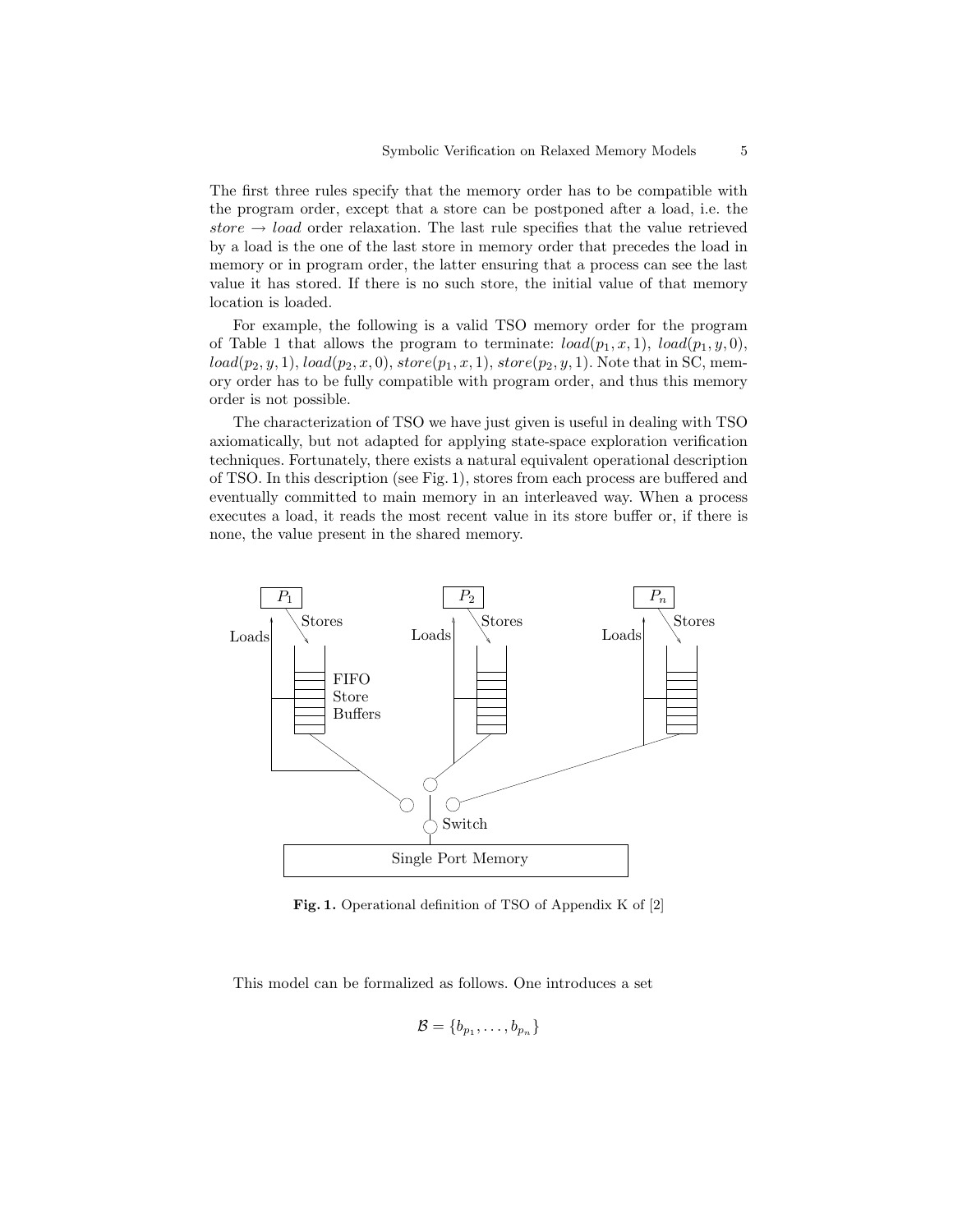The first three rules specify that the memory order has to be compatible with the program order, except that a store can be postponed after a load, i.e. the *store* $\rightarrow$ *load* order relaxation. The last rule specifies that the value retrieved by a load is the one of the last store in memory order that precedes the load in memory or in program order, the latter ensuring that a process can see the last value it has stored. If there is no such store, the initial value of that memory location is loaded.

For example, the following is a valid TSO memory order for the program of Table 1 that allows the program to terminate: $load(p_1, x, 1)$, $load(p_1, y, 0)$, $load(p_2, y, 1)$, $load(p_2, x, 0)$, $store(p_1, x, 1)$, $store(p_2, y, 1)$. Note that in SC, memory order has to be fully compatible with program order, and thus this memory order is not possible.

The characterization of TSO we have just given is useful in dealing with TSO axiomatically, but not adapted for applying state-space exploration verification techniques. Fortunately, there exists a natural equivalent operational description of TSO. In this description (see Fig. 1), stores from each process are buffered and eventually committed to main memory in an interleaved way. When a process executes a load, it reads the most recent value in its store buffer or, if there is none, the value present in the shared memory.

**Fig. 1.** Operational definition of TSO of Appendix K of [2]

This model can be formalized as follows. One introduces a set

$$\mathcal{B} = \{b_{p_1}, \ldots, b_{p_n}\}$$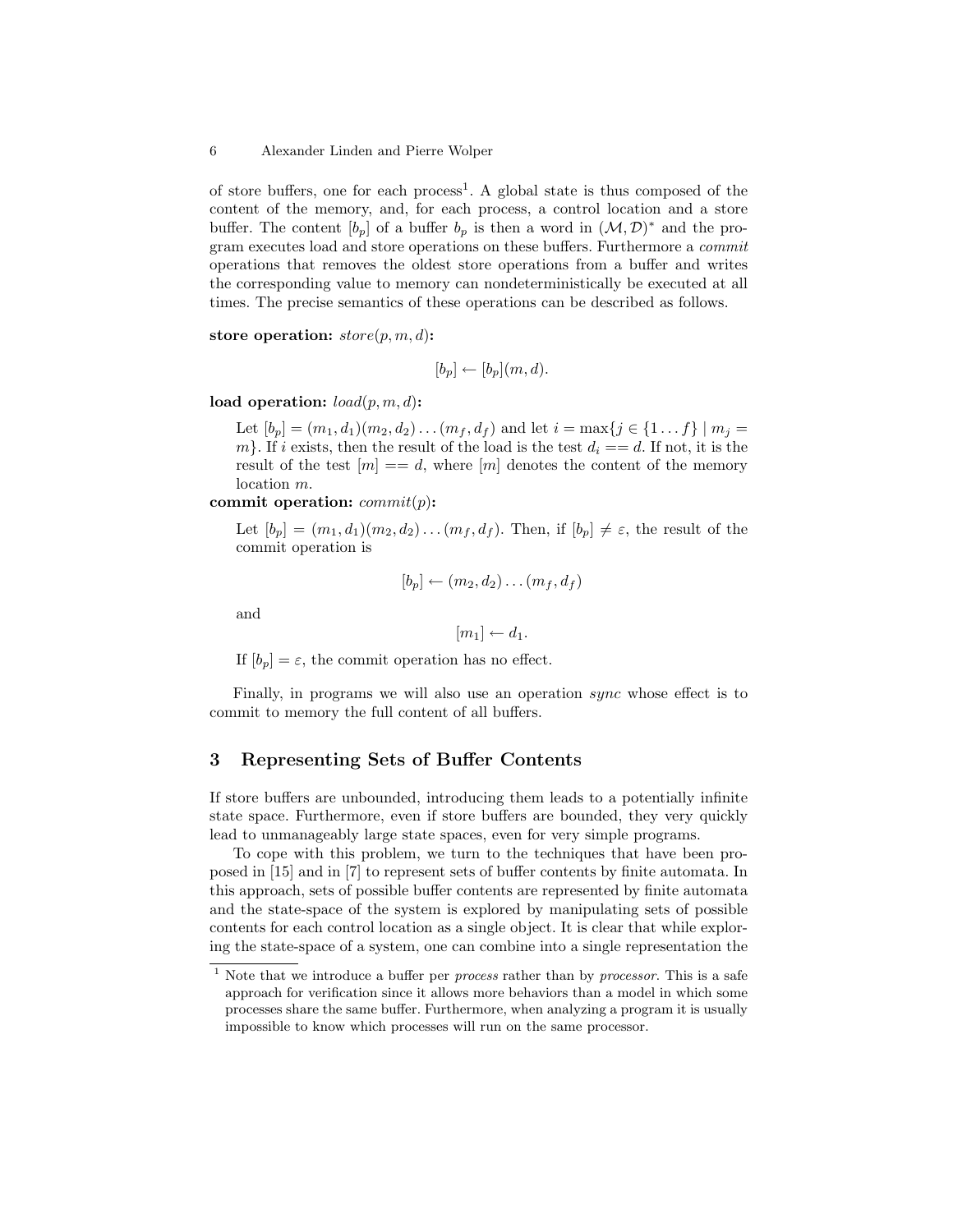of store buffers, one for each process[1]. A global state is thus composed of the content of the memory, and, for each process, a control location and a store buffer. The content $[b_p]$ of a buffer $b_p$ is then a word in $(\mathcal{M}, \mathcal{D})^*$ and the program executes load and store operations on these buffers. Furthermore a *commit* operations that removes the oldest store operations from a buffer and writes the corresponding value to memory can nondeterministically be executed at all times. The precise semantics of these operations can be described as follows.

**store operation:** $store(p, m, d)$**:**

$$[b_p] \leftarrow [b_p](m, d).$$

**load operation:** $load(p, m, d)$**:**

Let $[b_p] = (m_1, d_1)(m_2, d_2) \dots (m_f, d_f)$ and let $i = \max\{j \in \{1 \dots f\} \mid m_j = m\}$. If $i$ exists, then the result of the load is the test $d_i == d$. If not, it is the result of the test $[m] == d$, where $[m]$ denotes the content of the memory location $m$.

**commit operation:** $commit(p)$**:**

Let $[b_p] = (m_1, d_1)(m_2, d_2) \dots (m_f, d_f)$. Then, if $[b_p] \neq \varepsilon$, the result of the commit operation is

$$[b_p] \leftarrow (m_2, d_2) \dots (m_f, d_f)$$

and

$$[m_1] \leftarrow d_1.$$

If $[b_p] = \varepsilon$, the commit operation has no effect.

Finally, in programs we will also use an operation *sync* whose effect is to commit to memory the full content of all buffers.

## 3 Representing Sets of Buffer Contents

If store buffers are unbounded, introducing them leads to a potentially infinite state space. Furthermore, even if store buffers are bounded, they very quickly lead to unmanageably large state spaces, even for very simple programs.

To cope with this problem, we turn to the techniques that have been proposed in [15] and in [7] to represent sets of buffer contents by finite automata. In this approach, sets of possible buffer contents are represented by finite automata and the state-space of the system is explored by manipulating sets of possible contents for each control location as a single object. It is clear that while exploring the state-space of a system, one can combine into a single representation the

[1] Note that we introduce a buffer per *process* rather than by *processor*. This is a safe approach for verification since it allows more behaviors than a model in which some processes share the same buffer. Furthermore, when analyzing a program it is usually impossible to know which processes will run on the same processor.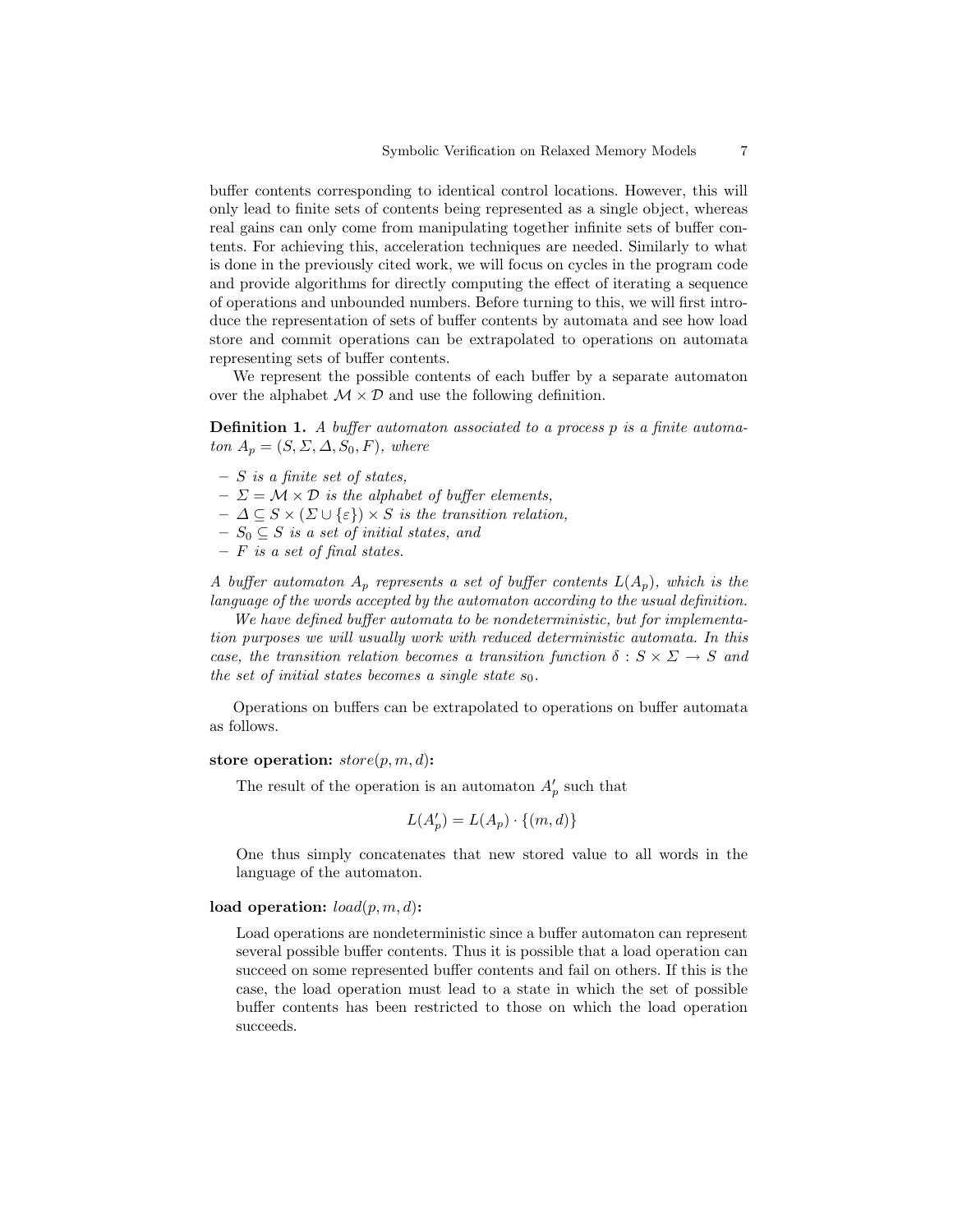buffer contents corresponding to identical control locations. However, this will only lead to finite sets of contents being represented as a single object, whereas real gains can only come from manipulating together infinite sets of buffer contents. For achieving this, acceleration techniques are needed. Similarly to what is done in the previously cited work, we will focus on cycles in the program code and provide algorithms for directly computing the effect of iterating a sequence of operations and unbounded numbers. Before turning to this, we will first introduce the representation of sets of buffer contents by automata and see how load store and commit operations can be extrapolated to operations on automata representing sets of buffer contents.

We represent the possible contents of each buffer by a separate automaton over the alphabet $\mathcal{M} \times \mathcal{D}$ and use the following definition.

**Definition 1.** *A buffer automaton associated to a process $p$ is a finite automaton $A_p = (S, \Sigma, \Delta, S_0, F)$, where*

- *$S$ is a finite set of states,*
- *$\Sigma = \mathcal{M} \times \mathcal{D}$ is the alphabet of buffer elements,*
- *$\Delta \subseteq S \times (\Sigma \cup \{\varepsilon\}) \times S$ is the transition relation,*
- *$S_0 \subseteq S$ is a set of initial states, and*
- *$F$ is a set of final states.*

*A buffer automaton $A_p$ represents a set of buffer contents $L(A_p)$, which is the language of the words accepted by the automaton according to the usual definition.*

*We have defined buffer automata to be nondeterministic, but for implementation purposes we will usually work with reduced deterministic automata. In this case, the transition relation becomes a transition function $\delta : S \times \Sigma \to S$ and the set of initial states becomes a single state $s_0$.*

Operations on buffers can be extrapolated to operations on buffer automata as follows.

**store operation:** $store(p, m, d)$**:**

The result of the operation is an automaton $A'_p$ such that

$$L(A'_p) = L(A_p) \cdot \{(m, d)\}$$

One thus simply concatenates that new stored value to all words in the language of the automaton.

**load operation:** $load(p, m, d)$**:**

Load operations are nondeterministic since a buffer automaton can represent several possible buffer contents. Thus it is possible that a load operation can succeed on some represented buffer contents and fail on others. If this is the case, the load operation must lead to a state in which the set of possible buffer contents has been restricted to those on which the load operation succeeds.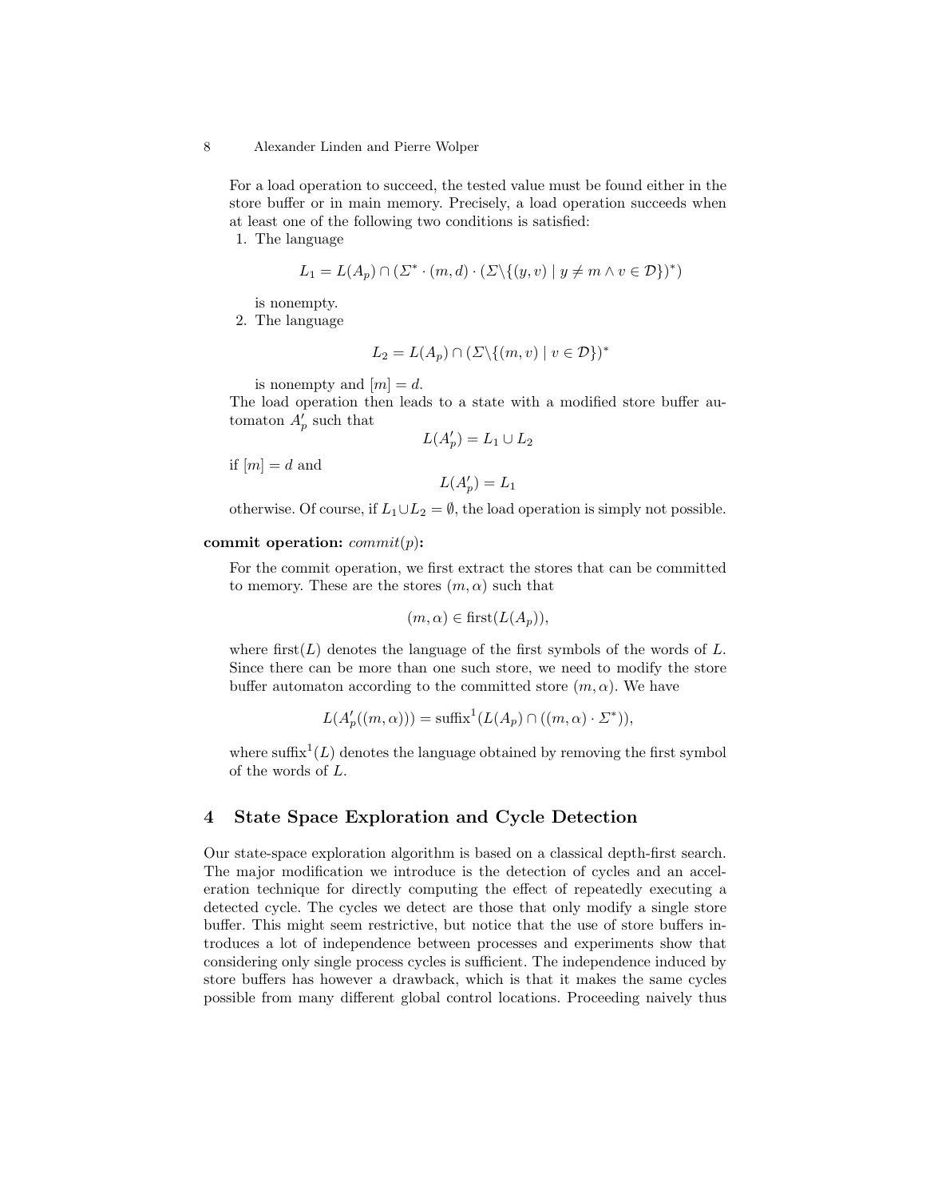For a load operation to succeed, the tested value must be found either in the store buffer or in main memory. Precisely, a load operation succeeds when at least one of the following two conditions is satisfied:

1. The language

$$L_1 = L(A_p) \cap (\Sigma^* \cdot (m, d) \cdot (\Sigma \backslash \{(y, v) \mid y \neq m \wedge v \in \mathcal{D}\})^*)$$

is nonempty.

2. The language

$$L_2 = L(A_p) \cap (\Sigma \backslash \{(m, v) \mid v \in \mathcal{D}\})^*$$

is nonempty and $[m] = d$.

The load operation then leads to a state with a modified store buffer automaton $A'_p$ such that

$$L(A'_p) = L_1 \cup L_2$$

if $[m] = d$ and

$$L(A'_p) = L_1$$

otherwise. Of course, if $L_1 \cup L_2 = \emptyset$, the load operation is simply not possible.

**commit operation:** $commit(p)$**:**

For the commit operation, we first extract the stores that can be committed to memory. These are the stores $(m, \alpha)$ such that

$$(m, \alpha) \in \text{first}(L(A_p)),$$

where $\text{first}(L)$ denotes the language of the first symbols of the words of $L$. Since there can be more than one such store, we need to modify the store buffer automaton according to the committed store $(m, \alpha)$. We have

$$L(A'_p((m, \alpha))) = \text{suffix}^1(L(A_p) \cap ((m, \alpha) \cdot \Sigma^*)),$$

where $\text{suffix}^1(L)$ denotes the language obtained by removing the first symbol of the words of $L$.

## 4 State Space Exploration and Cycle Detection

Our state-space exploration algorithm is based on a classical depth-first search. The major modification we introduce is the detection of cycles and an acceleration technique for directly computing the effect of repeatedly executing a detected cycle. The cycles we detect are those that only modify a single store buffer. This might seem restrictive, but notice that the use of store buffers introduces a lot of independence between processes and experiments show that considering only single process cycles is sufficient. The independence induced by store buffers has however a drawback, which is that it makes the same cycles possible from many different global control locations. Proceeding naively thus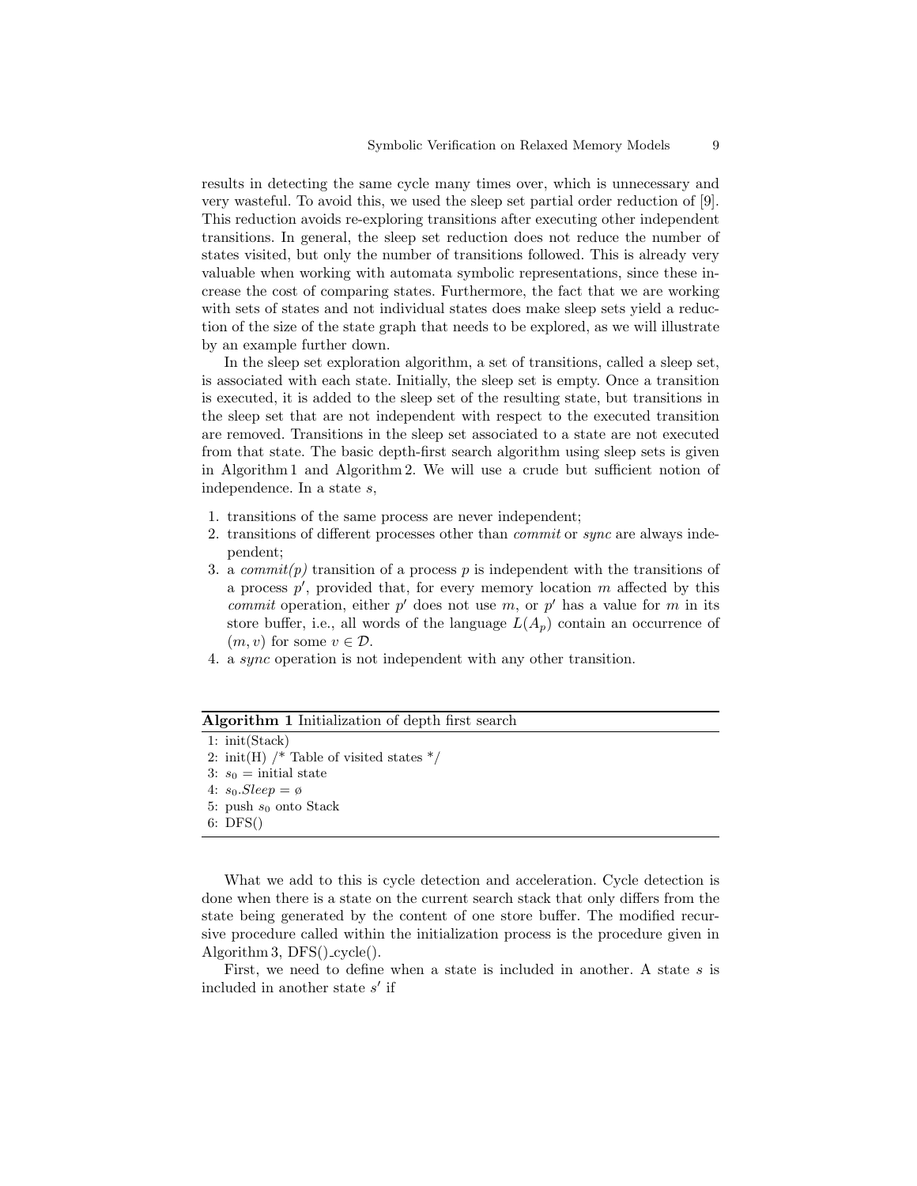results in detecting the same cycle many times over, which is unnecessary and very wasteful. To avoid this, we used the sleep set partial order reduction of [9]. This reduction avoids re-exploring transitions after executing other independent transitions. In general, the sleep set reduction does not reduce the number of states visited, but only the number of transitions followed. This is already very valuable when working with automata symbolic representations, since these increase the cost of comparing states. Furthermore, the fact that we are working with sets of states and not individual states does make sleep sets yield a reduction of the size of the state graph that needs to be explored, as we will illustrate by an example further down.

In the sleep set exploration algorithm, a set of transitions, called a sleep set, is associated with each state. Initially, the sleep set is empty. Once a transition is executed, it is added to the sleep set of the resulting state, but transitions in the sleep set that are not independent with respect to the executed transition are removed. Transitions in the sleep set associated to a state are not executed from that state. The basic depth-first search algorithm using sleep sets is given in Algorithm 1 and Algorithm 2. We will use a crude but sufficient notion of independence. In a state $s$,

1. transitions of the same process are never independent;
2. transitions of different processes other than *commit* or *sync* are always independent;
3. a *commit(p)* transition of a process $p$ is independent with the transitions of a process $p'$, provided that, for every memory location $m$ affected by this *commit* operation, either $p'$ does not use $m$, or $p'$ has a value for $m$ in its store buffer, i.e., all words of the language $L(A_p)$ contain an occurrence of $(m, v)$ for some $v \in \mathcal{D}$.
4. a *sync* operation is not independent with any other transition.

**Algorithm 1** Initialization of depth first search

```
1: init(Stack)
2: init(H) /* Table of visited states */
3: s_0 = initial state
4: s_0.Sleep = ∅
5: push s_0 onto Stack
6: DFS()
```

What we add to this is cycle detection and acceleration. Cycle detection is done when there is a state on the current search stack that only differs from the state being generated by the content of one store buffer. The modified recursive procedure called within the initialization process is the procedure given in Algorithm 3, DFS()_cycle().

First, we need to define when a state is included in another. A state $s$ is included in another state $s'$ if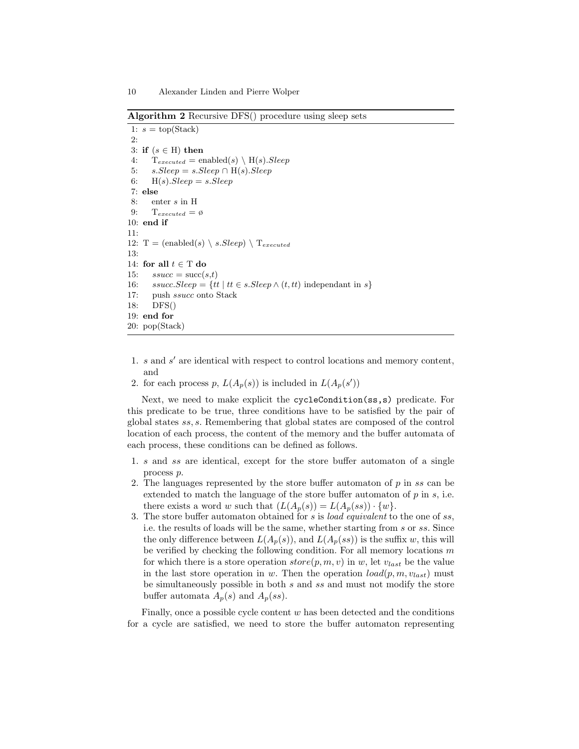**Algorithm 2** Recursive DFS() procedure using sleep sets

```
1:  s = top(Stack)
2:
3:  if (s ∈ H) then
4:      T_executed = enabled(s) \ H(s).Sleep
5:      s.Sleep = s.Sleep ∩ H(s).Sleep
6:      H(s).Sleep = s.Sleep
7:  else
8:      enter s in H
9:      T_executed = ∅
10: end if
11:
12: T = (enabled(s) \ s.Sleep) \ T_executed
13:
14: for all t ∈ T do
15:     ssucc = succ(s,t)
16:     ssucc.Sleep = {tt | tt ∈ s.Sleep ∧ (t, tt) independant in s}
17:     push ssucc onto Stack
18:     DFS()
19: end for
20: pop(Stack)
```

1. $s$ and $s'$ are identical with respect to control locations and memory content, and
2. for each process $p$, $L(A_p(s))$ is included in $L(A_p(s'))$

Next, we need to make explicit the `cycleCondition(ss,s)` predicate. For this predicate to be true, three conditions have to be satisfied by the pair of global states $ss, s$. Remembering that global states are composed of the control location of each process, the content of the memory and the buffer automata of each process, these conditions can be defined as follows.

1. $s$ and $ss$ are identical, except for the store buffer automaton of a single process $p$.
2. The languages represented by the store buffer automaton of $p$ in $ss$ can be extended to match the language of the store buffer automaton of $p$ in $s$, i.e. there exists a word $w$ such that $(L(A_p(s)) = L(A_p(ss)) \cdot \{w\}$.
3. The store buffer automaton obtained for $s$ is *load equivalent* to the one of $ss$, i.e. the results of loads will be the same, whether starting from $s$ or $ss$. Since the only difference between $L(A_p(s))$, and $L(A_p(ss))$ is the suffix $w$, this will be verified by checking the following condition. For all memory locations $m$ for which there is a store operation $store(p, m, v)$ in $w$, let $v_{last}$ be the value in the last store operation in $w$. Then the operation $load(p, m, v_{last})$ must be simultaneously possible in both $s$ and $ss$ and must not modify the store buffer automata $A_p(s)$ and $A_p(ss)$.

Finally, once a possible cycle content $w$ has been detected and the conditions for a cycle are satisfied, we need to store the buffer automaton representing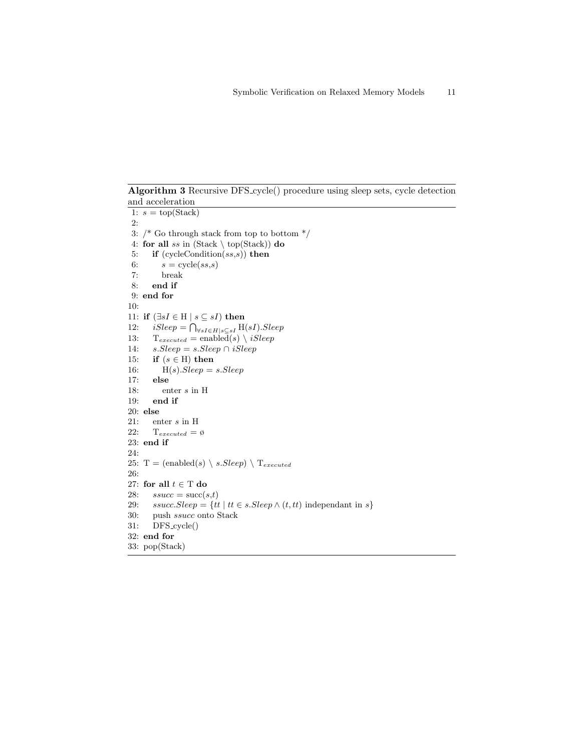**Algorithm 3** Recursive DFS_cycle() procedure using sleep sets, cycle detection and acceleration

```
1:  s = top(Stack)
2:
3:  /* Go through stack from top to bottom */
4:  for all ss in (Stack \ top(Stack)) do
5:     if (cycleCondition(ss,s)) then
6:        s = cycle(ss,s)
7:        break
8:     end if
9:  end for
10:
11: if (∃sI ∈ H | s ⊆ sI) then
12:    iSleep = ⋂_{∀sI∈H|s⊆sI} H(sI).Sleep
13:    T_executed = enabled(s) \ iSleep
14:    s.Sleep = s.Sleep ∩ iSleep
15:    if (s ∈ H) then
16:       H(s).Sleep = s.Sleep
17:    else
18:       enter s in H
19:    end if
20: else
21:    enter s in H
22:    T_executed = ∅
23: end if
24:
25: T = (enabled(s) \ s.Sleep) \ T_executed
26:
27: for all t ∈ T do
28:    ssucc = succ(s,t)
29:    ssucc.Sleep = {tt | tt ∈ s.Sleep ∧ (t, tt) independant in s}
30:    push ssucc onto Stack
31:    DFS_cycle()
32: end for
33: pop(Stack)
```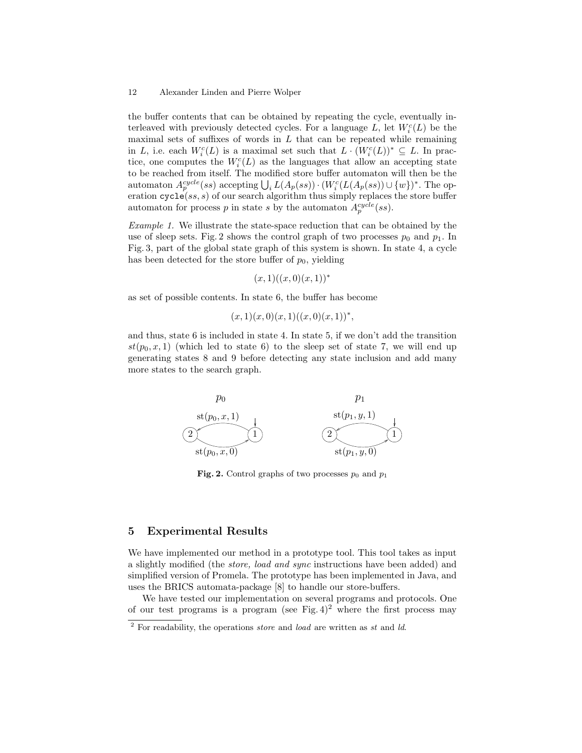the buffer contents that can be obtained by repeating the cycle, eventually interleaved with previously detected cycles. For a language $L$, let $W_i^c(L)$ be the maximal sets of suffixes of words in $L$ that can be repeated while remaining in $L$, i.e. each $W_i^c(L)$ is a maximal set such that $L \cdot (W_i^c(L))^* \subseteq L$. In practice, one computes the $W_i^c(L)$ as the languages that allow an accepting state to be reached from itself. The modified store buffer automaton will then be the automaton $A_p^{cycle}(ss)$ accepting $\bigcup_i L(A_p(ss)) \cdot (W_i^c(L(A_p(ss)) \cup \{w\})^*$. The operation `cycle`$(ss, s)$ of our search algorithm thus simply replaces the store buffer automaton for process $p$ in state $s$ by the automaton $A_p^{cycle}(ss)$.

*Example 1.* We illustrate the state-space reduction that can be obtained by the use of sleep sets. Fig. 2 shows the control graph of two processes $p_0$ and $p_1$. In Fig. 3, part of the global state graph of this system is shown. In state 4, a cycle has been detected for the store buffer of $p_0$, yielding

$$(x, 1)((x, 0)(x, 1))^*$$

as set of possible contents. In state 6, the buffer has become

$$(x, 1)(x, 0)(x, 1)((x, 0)(x, 1))^*,$$

and thus, state 6 is included in state 4. In state 5, if we don't add the transition $st(p_0, x, 1)$ (which led to state 6) to the sleep set of state 7, we will end up generating states 8 and 9 before detecting any state inclusion and add many more states to the search graph.

**Fig. 2.** Control graphs of two processes $p_0$ and $p_1$

## 5 Experimental Results

We have implemented our method in a prototype tool. This tool takes as input a slightly modified (the *store, load and sync* instructions have been added) and simplified version of Promela. The prototype has been implemented in Java, and uses the BRICS automata-package [8] to handle our store-buffers.

We have tested our implementation on several programs and protocols. One of our test programs is a program (see Fig. 4)[2] where the first process may

[2] For readability, the operations *store* and *load* are written as *st* and *ld*.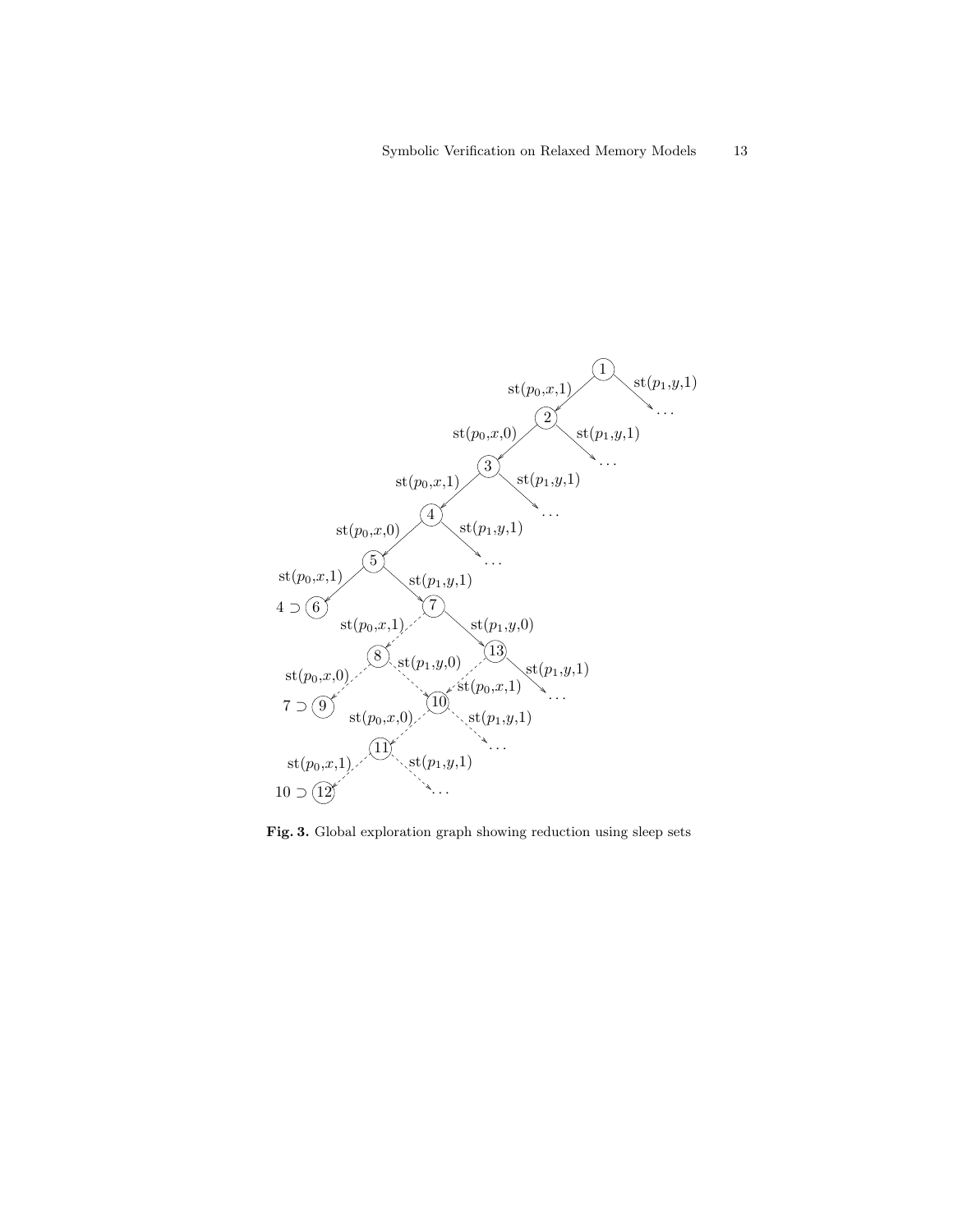**Fig. 3.** Global exploration graph showing reduction using sleep sets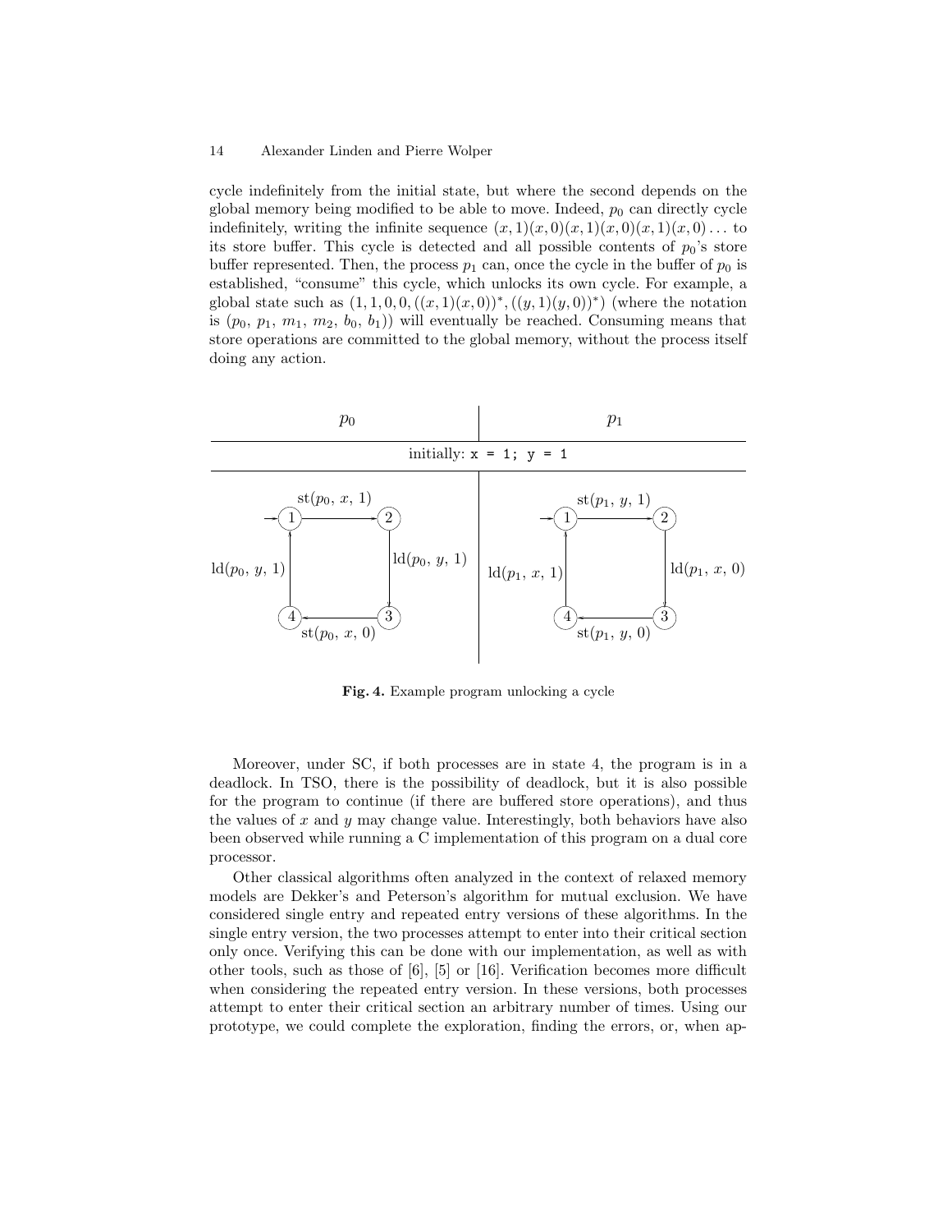cycle indefinitely from the initial state, but where the second depends on the global memory being modified to be able to move. Indeed, $p_0$ can directly cycle indefinitely, writing the infinite sequence $(x,1)(x,0)(x,1)(x,0)(x,1)(x,0)\ldots$ to its store buffer. This cycle is detected and all possible contents of $p_0$'s store buffer represented. Then, the process $p_1$ can, once the cycle in the buffer of $p_0$ is established, "consume" this cycle, which unlocks its own cycle. For example, a global state such as $(1,1,0,0,((x,1)(x,0))^*,((y,1)(y,0))^*)$ (where the notation is $(p_0,\, p_1,\, m_1,\, m_2,\, b_0,\, b_1)$) will eventually be reached. Consuming means that store operations are committed to the global memory, without the process itself doing any action.

| $p_0$ | $p_1$ |
|---|---|
| initially: `x = 1; y = 1` | |
| $1 \xrightarrow{\text{st}(p_0,\, x,\, 1)} 2 \xrightarrow{\text{ld}(p_0,\, y,\, 1)} 3 \xrightarrow{\text{st}(p_0,\, x,\, 0)} 4 \xrightarrow{\text{ld}(p_0,\, y,\, 1)} 1$ | $1 \xrightarrow{\text{st}(p_1,\, y,\, 1)} 2 \xrightarrow{\text{ld}(p_1,\, x,\, 0)} 3 \xrightarrow{\text{st}(p_1,\, y,\, 0)} 4 \xrightarrow{\text{ld}(p_1,\, x,\, 1)} 1$ |

**Fig. 4.** Example program unlocking a cycle

Moreover, under SC, if both processes are in state 4, the program is in a deadlock. In TSO, there is the possibility of deadlock, but it is also possible for the program to continue (if there are buffered store operations), and thus the values of $x$ and $y$ may change value. Interestingly, both behaviors have also been observed while running a C implementation of this program on a dual core processor.

Other classical algorithms often analyzed in the context of relaxed memory models are Dekker's and Peterson's algorithm for mutual exclusion. We have considered single entry and repeated entry versions of these algorithms. In the single entry version, the two processes attempt to enter into their critical section only once. Verifying this can be done with our implementation, as well as with other tools, such as those of [6], [5] or [16]. Verification becomes more difficult when considering the repeated entry version. In these versions, both processes attempt to enter their critical section an arbitrary number of times. Using our prototype, we could complete the exploration, finding the errors, or, when ap-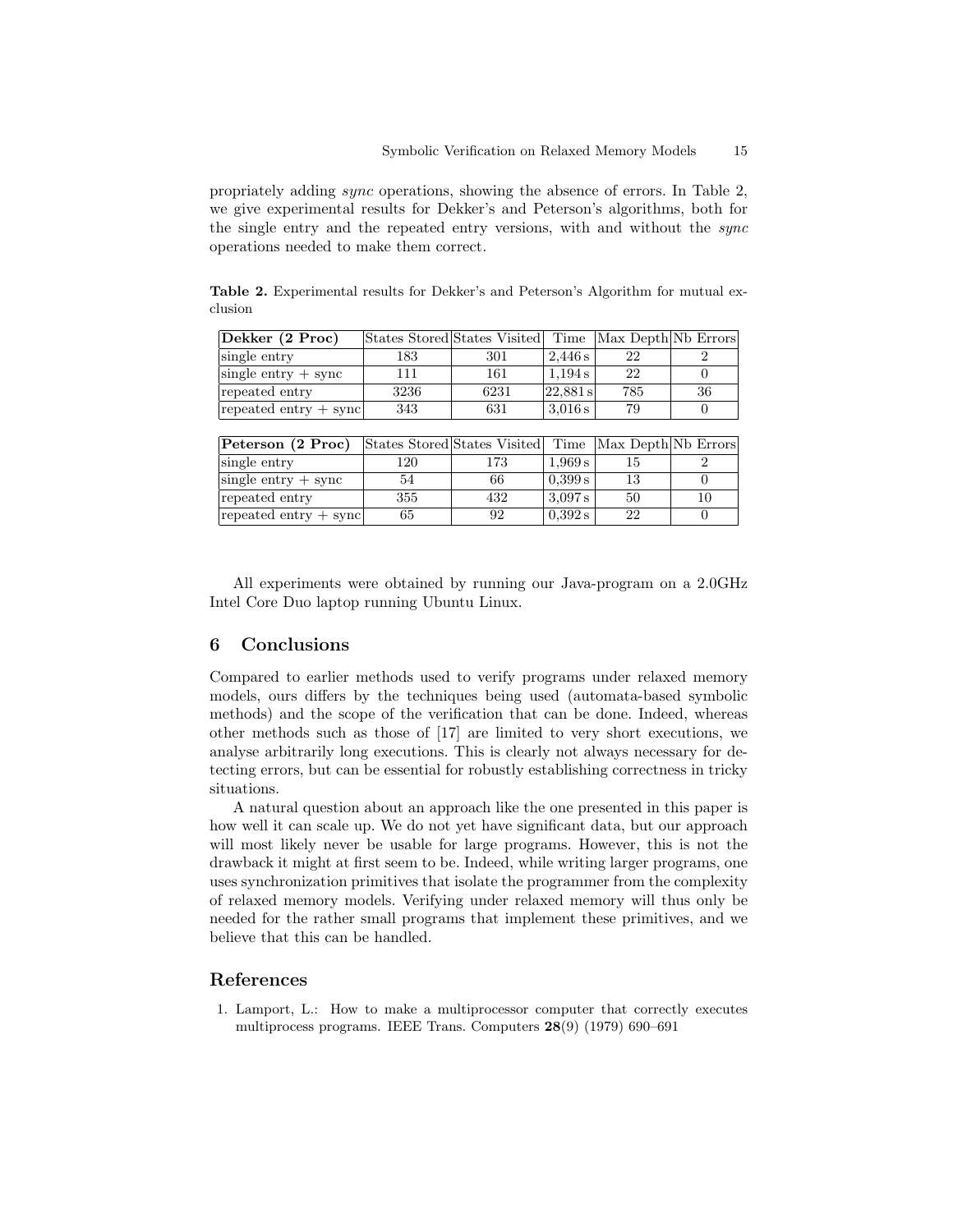propriately adding *sync* operations, showing the absence of errors. In Table 2, we give experimental results for Dekker's and Peterson's algorithms, both for the single entry and the repeated entry versions, with and without the *sync* operations needed to make them correct.

**Table 2.** Experimental results for Dekker's and Peterson's Algorithm for mutual exclusion

| **Dekker (2 Proc)** | States Stored | States Visited | Time | Max Depth | Nb Errors |
|---|---|---|---|---|---|
| single entry | 183 | 301 | 2,446 s | 22 | 2 |
| single entry + sync | 111 | 161 | 1,194 s | 22 | 0 |
| repeated entry | 3236 | 6231 | 22,881 s | 785 | 36 |
| repeated entry + sync | 343 | 631 | 3,016 s | 79 | 0 |

| **Peterson (2 Proc)** | States Stored | States Visited | Time | Max Depth | Nb Errors |
|---|---|---|---|---|---|
| single entry | 120 | 173 | 1,969 s | 15 | 2 |
| single entry + sync | 54 | 66 | 0,399 s | 13 | 0 |
| repeated entry | 355 | 432 | 3,097 s | 50 | 10 |
| repeated entry + sync | 65 | 92 | 0,392 s | 22 | 0 |

All experiments were obtained by running our Java-program on a 2.0GHz Intel Core Duo laptop running Ubuntu Linux.

## 6 Conclusions

Compared to earlier methods used to verify programs under relaxed memory models, ours differs by the techniques being used (automata-based symbolic methods) and the scope of the verification that can be done. Indeed, whereas other methods such as those of [17] are limited to very short executions, we analyse arbitrarily long executions. This is clearly not always necessary for detecting errors, but can be essential for robustly establishing correctness in tricky situations.

A natural question about an approach like the one presented in this paper is how well it can scale up. We do not yet have significant data, but our approach will most likely never be usable for large programs. However, this is not the drawback it might at first seem to be. Indeed, while writing larger programs, one uses synchronization primitives that isolate the programmer from the complexity of relaxed memory models. Verifying under relaxed memory will thus only be needed for the rather small programs that implement these primitives, and we believe that this can be handled.

## References

1. Lamport, L.: How to make a multiprocessor computer that correctly executes multiprocess programs. IEEE Trans. Computers **28**(9) (1979) 690–691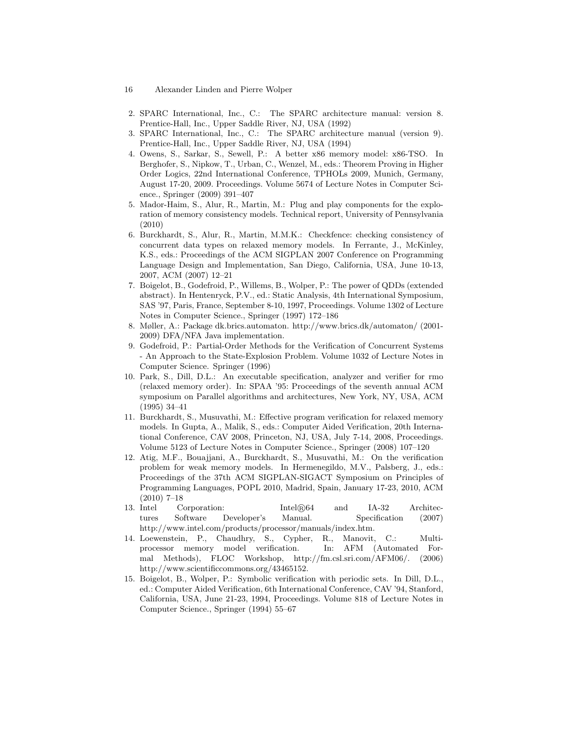2. SPARC International, Inc., C.: The SPARC architecture manual: version 8. Prentice-Hall, Inc., Upper Saddle River, NJ, USA (1992)
3. SPARC International, Inc., C.: The SPARC architecture manual (version 9). Prentice-Hall, Inc., Upper Saddle River, NJ, USA (1994)
4. Owens, S., Sarkar, S., Sewell, P.: A better x86 memory model: x86-TSO. In Berghofer, S., Nipkow, T., Urban, C., Wenzel, M., eds.: Theorem Proving in Higher Order Logics, 22nd International Conference, TPHOLs 2009, Munich, Germany, August 17-20, 2009. Proceedings. Volume 5674 of Lecture Notes in Computer Science., Springer (2009) 391–407
5. Mador-Haim, S., Alur, R., Martin, M.: Plug and play components for the exploration of memory consistency models. Technical report, University of Pennsylvania (2010)
6. Burckhardt, S., Alur, R., Martin, M.M.K.: Checkfence: checking consistency of concurrent data types on relaxed memory models. In Ferrante, J., McKinley, K.S., eds.: Proceedings of the ACM SIGPLAN 2007 Conference on Programming Language Design and Implementation, San Diego, California, USA, June 10-13, 2007, ACM (2007) 12–21
7. Boigelot, B., Godefroid, P., Willems, B., Wolper, P.: The power of QDDs (extended abstract). In Hentenryck, P.V., ed.: Static Analysis, 4th International Symposium, SAS '97, Paris, France, September 8-10, 1997, Proceedings. Volume 1302 of Lecture Notes in Computer Science., Springer (1997) 172–186
8. Møller, A.: Package dk.brics.automaton. http://www.brics.dk/automaton/ (2001-2009) DFA/NFA Java implementation.
9. Godefroid, P.: Partial-Order Methods for the Verification of Concurrent Systems - An Approach to the State-Explosion Problem. Volume 1032 of Lecture Notes in Computer Science. Springer (1996)
10. Park, S., Dill, D.L.: An executable specification, analyzer and verifier for rmo (relaxed memory order). In: SPAA '95: Proceedings of the seventh annual ACM symposium on Parallel algorithms and architectures, New York, NY, USA, ACM (1995) 34–41
11. Burckhardt, S., Musuvathi, M.: Effective program verification for relaxed memory models. In Gupta, A., Malik, S., eds.: Computer Aided Verification, 20th International Conference, CAV 2008, Princeton, NJ, USA, July 7-14, 2008, Proceedings. Volume 5123 of Lecture Notes in Computer Science., Springer (2008) 107–120
12. Atig, M.F., Bouajjani, A., Burckhardt, S., Musuvathi, M.: On the verification problem for weak memory models. In Hermenegildo, M.V., Palsberg, J., eds.: Proceedings of the 37th ACM SIGPLAN-SIGACT Symposium on Principles of Programming Languages, POPL 2010, Madrid, Spain, January 17-23, 2010, ACM (2010) 7–18
13. Intel Corporation: Intel®64 and IA-32 Architectures Software Developer's Manual. Specification (2007) http://www.intel.com/products/processor/manuals/index.htm.
14. Loewenstein, P., Chaudhry, S., Cypher, R., Manovit, C.: Multiprocessor memory model verification. In: AFM (Automated Formal Methods), FLOC Workshop, http://fm.csl.sri.com/AFM06/. (2006) http://www.scientificcommons.org/43465152.
15. Boigelot, B., Wolper, P.: Symbolic verification with periodic sets. In Dill, D.L., ed.: Computer Aided Verification, 6th International Conference, CAV '94, Stanford, California, USA, June 21-23, 1994, Proceedings. Volume 818 of Lecture Notes in Computer Science., Springer (1994) 55–67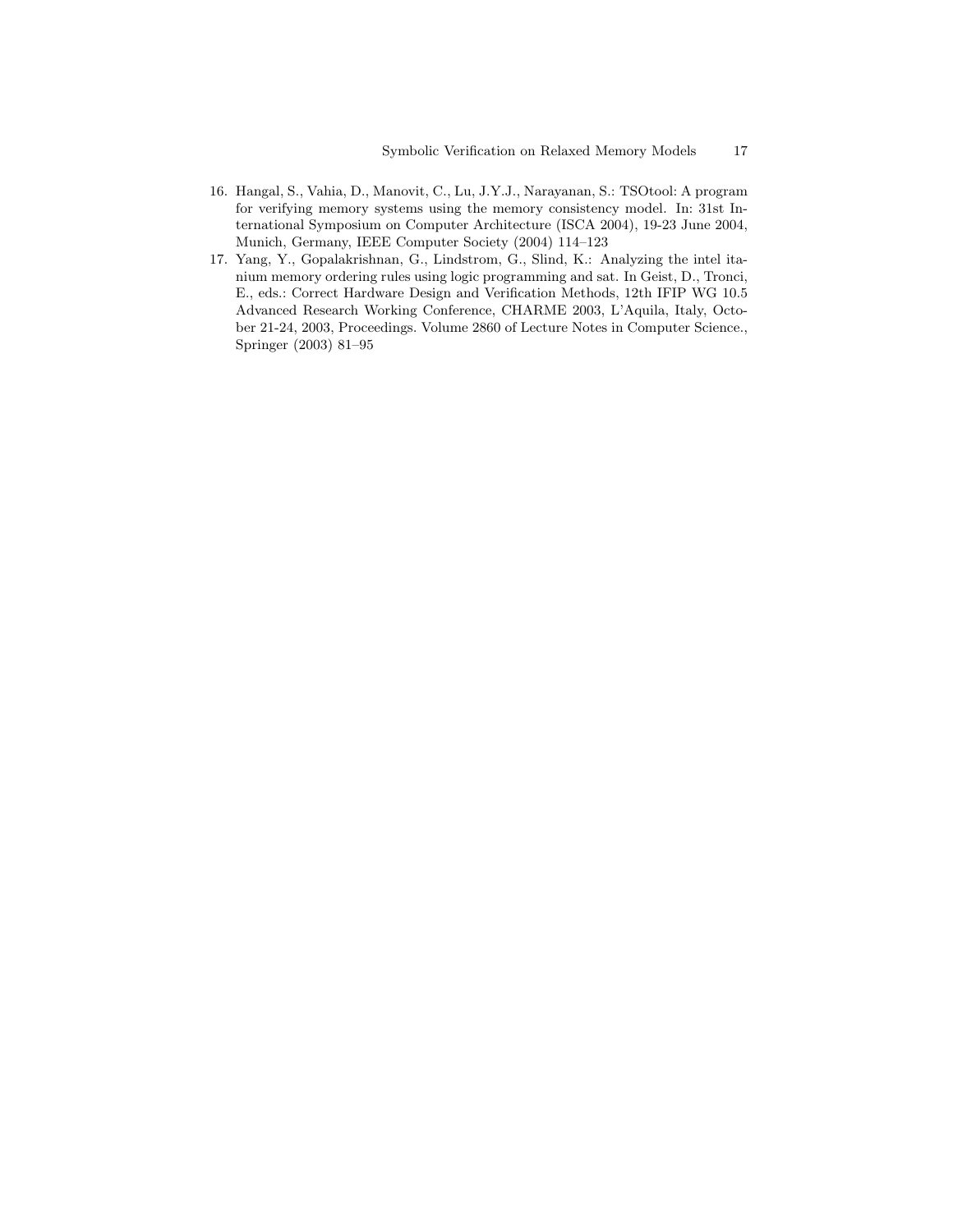16. Hangal, S., Vahia, D., Manovit, C., Lu, J.Y.J., Narayanan, S.: TSOtool: A program for verifying memory systems using the memory consistency model. In: 31st International Symposium on Computer Architecture (ISCA 2004), 19-23 June 2004, Munich, Germany, IEEE Computer Society (2004) 114–123
17. Yang, Y., Gopalakrishnan, G., Lindstrom, G., Slind, K.: Analyzing the intel itanium memory ordering rules using logic programming and sat. In Geist, D., Tronci, E., eds.: Correct Hardware Design and Verification Methods, 12th IFIP WG 10.5 Advanced Research Working Conference, CHARME 2003, L'Aquila, Italy, October 21-24, 2003, Proceedings. Volume 2860 of Lecture Notes in Computer Science., Springer (2003) 81–95